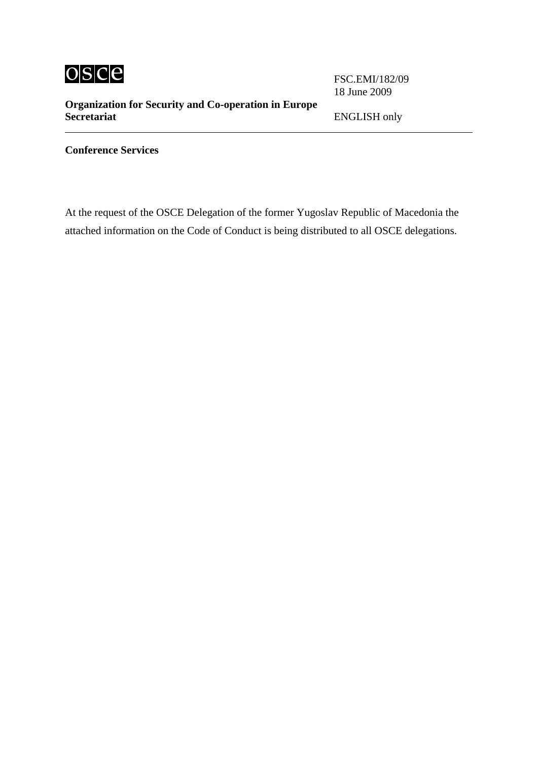osce

FSC.EMI/182/09
18 June 2009

**Organization for Security and Co-operation in Europe**
**Secretariat**

ENGLISH only

---

**Conference Services**

At the request of the OSCE Delegation of the former Yugoslav Republic of Macedonia the attached information on the Code of Conduct is being distributed to all OSCE delegations.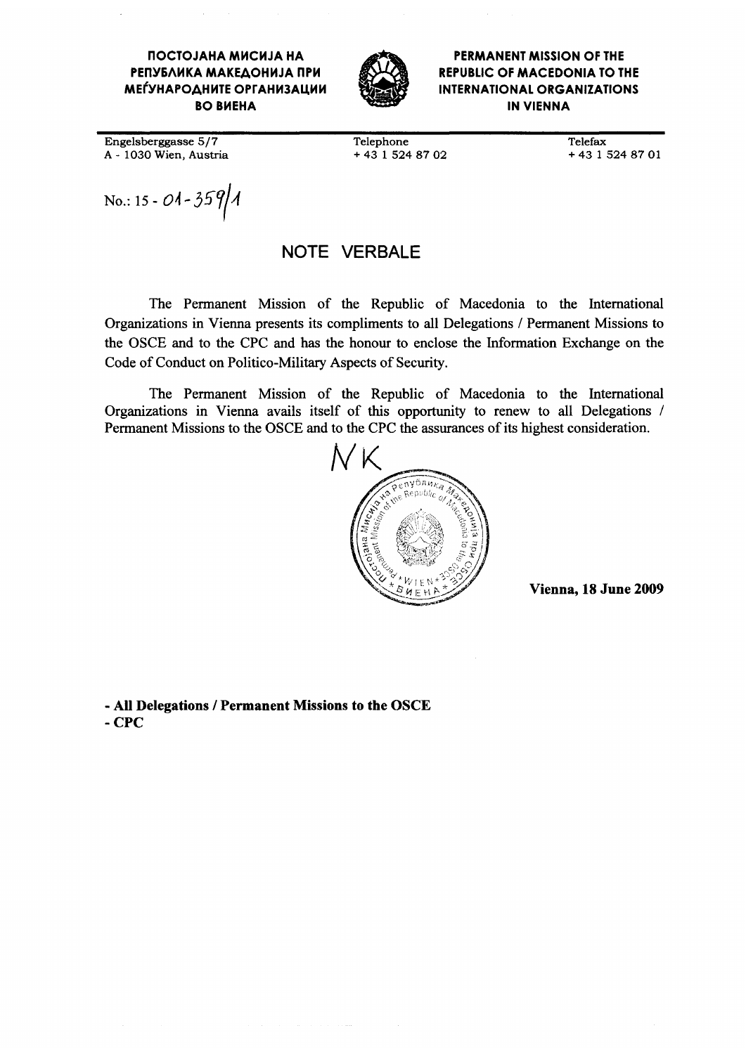**ПОСТОЈАНА МИСИЈА НА РЕПУБЛИКА МАКЕДОНИЈА ПРИ МЕЃУНАРОДНИТЕ ОРГАНИЗАЦИИ ВО ВИЕНА**

**PERMANENT MISSION OF THE REPUBLIC OF MACEDONIA TO THE INTERNATIONAL ORGANIZATIONS IN VIENNA**

Engelsberggasse 5/7
A - 1030 Wien, Austria

Telephone
+ 43 1 524 87 02

Telefax
+ 43 1 524 87 01

No.: 15 - 01-359/1

## NOTE VERBALE

The Permanent Mission of the Republic of Macedonia to the International Organizations in Vienna presents its compliments to all Delegations / Permanent Missions to the OSCE and to the CPC and has the honour to enclose the Information Exchange on the Code of Conduct on Politico-Military Aspects of Security.

The Permanent Mission of the Republic of Macedonia to the International Organizations in Vienna avails itself of this opportunity to renew to all Delegations / Permanent Missions to the OSCE and to the CPC the assurances of its highest consideration.

NK

**Vienna, 18 June 2009**

**- All Delegations / Permanent Missions to the OSCE**
**- CPC**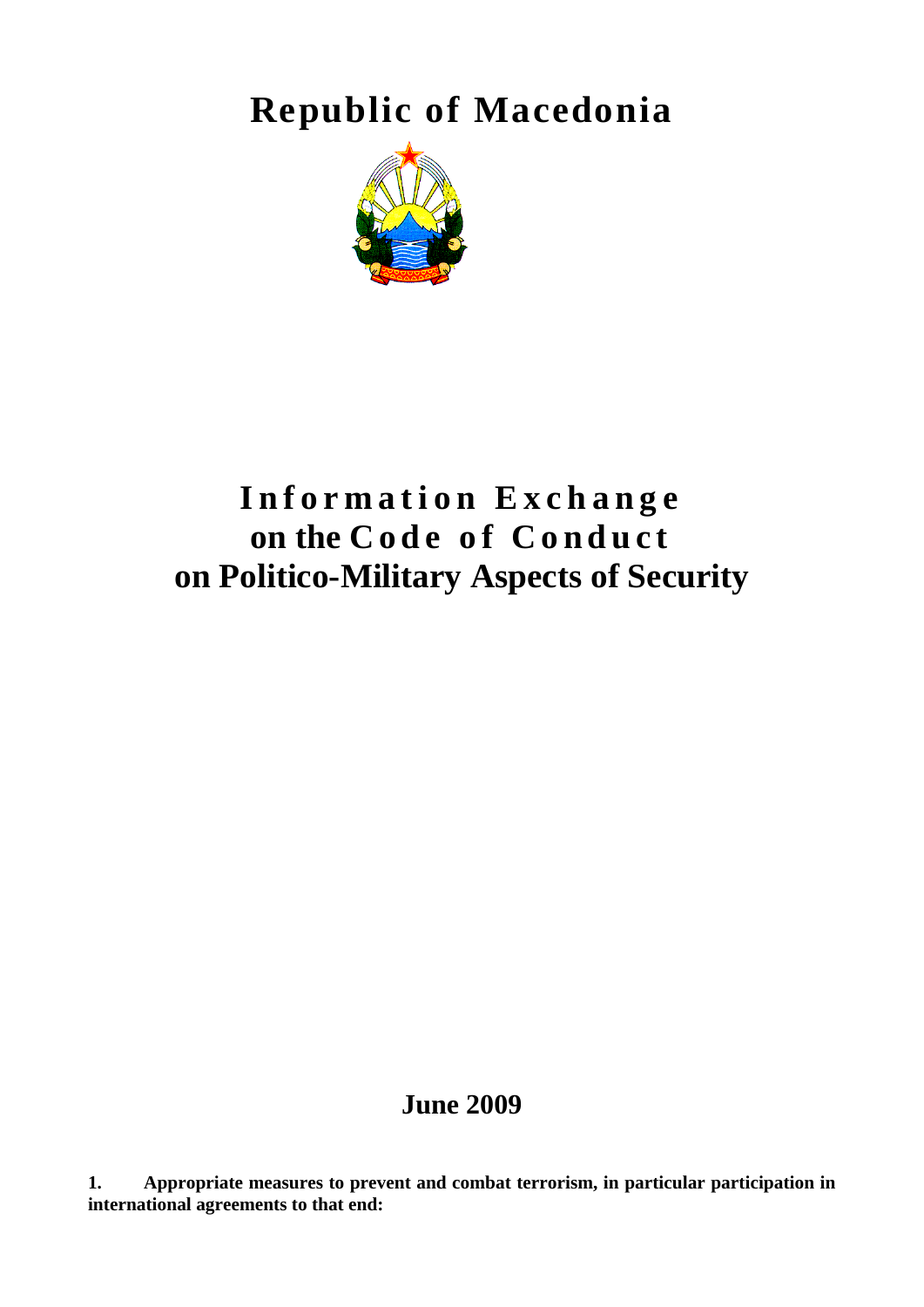# Republic of Macedonia

# Information Exchange on the Code of Conduct on Politico-Military Aspects of Security

**June 2009**

**1. Appropriate measures to prevent and combat terrorism, in particular participation in international agreements to that end:**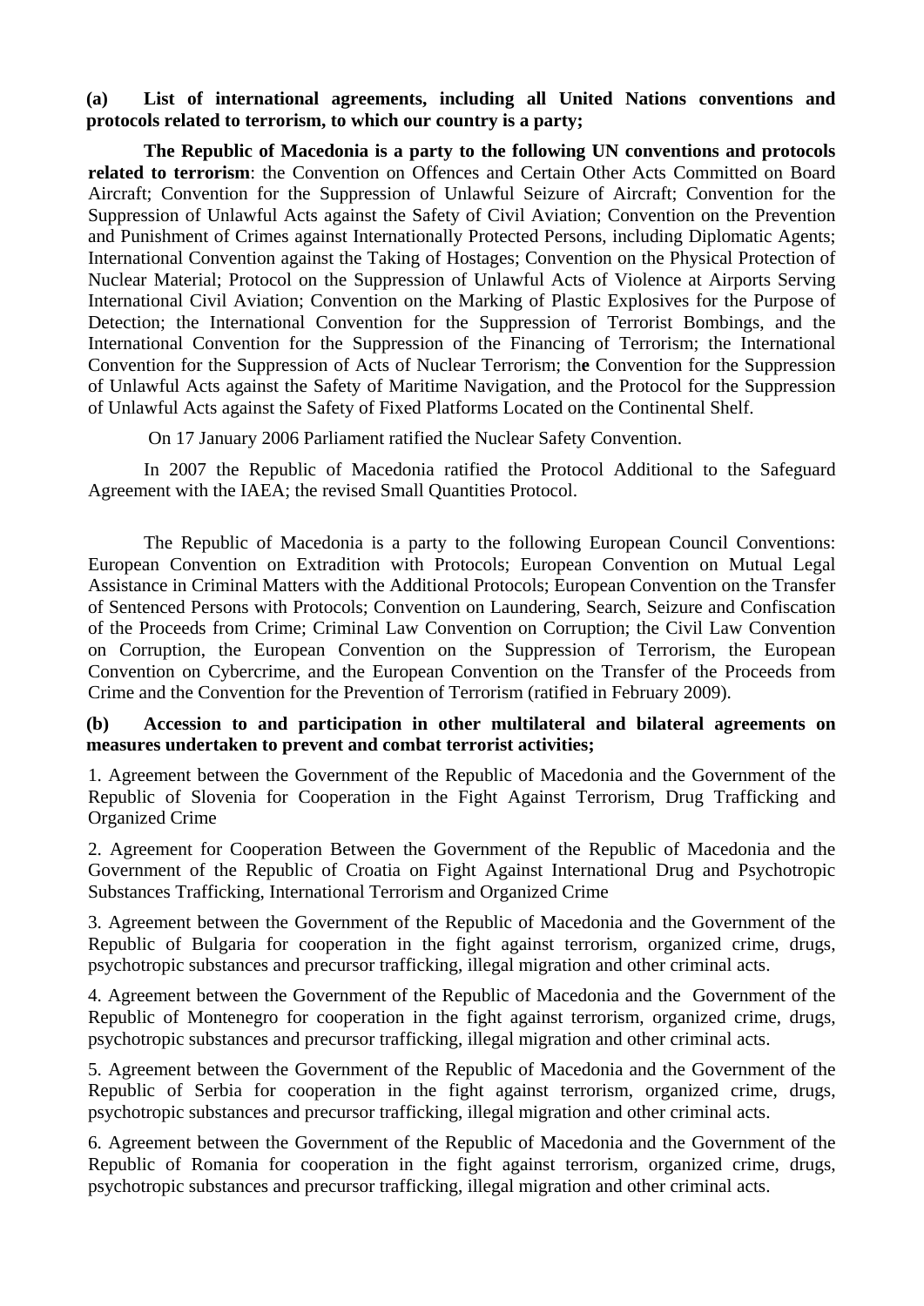**(a) List of international agreements, including all United Nations conventions and protocols related to terrorism, to which our country is a party;**

**The Republic of Macedonia is a party to the following UN conventions and protocols related to terrorism**: the Convention on Offences and Certain Other Acts Committed on Board Aircraft; Convention for the Suppression of Unlawful Seizure of Aircraft; Convention for the Suppression of Unlawful Acts against the Safety of Civil Aviation; Convention on the Prevention and Punishment of Crimes against Internationally Protected Persons, including Diplomatic Agents; International Convention against the Taking of Hostages; Convention on the Physical Protection of Nuclear Material; Protocol on the Suppression of Unlawful Acts of Violence at Airports Serving International Civil Aviation; Convention on the Marking of Plastic Explosives for the Purpose of Detection; the International Convention for the Suppression of Terrorist Bombings, and the International Convention for the Suppression of the Financing of Terrorism; the International Convention for the Suppression of Acts of Nuclear Terrorism; th**e** Convention for the Suppression of Unlawful Acts against the Safety of Maritime Navigation, and the Protocol for the Suppression of Unlawful Acts against the Safety of Fixed Platforms Located on the Continental Shelf.

On 17 January 2006 Parliament ratified the Nuclear Safety Convention.

In 2007 the Republic of Macedonia ratified the Protocol Additional to the Safeguard Agreement with the IAEA; the revised Small Quantities Protocol.

The Republic of Macedonia is a party to the following European Council Conventions: European Convention on Extradition with Protocols; European Convention on Mutual Legal Assistance in Criminal Matters with the Additional Protocols; European Convention on the Transfer of Sentenced Persons with Protocols; Convention on Laundering, Search, Seizure and Confiscation of the Proceeds from Crime; Criminal Law Convention on Corruption; the Civil Law Convention on Corruption, the European Convention on the Suppression of Terrorism, the European Convention on Cybercrime, and the European Convention on the Transfer of the Proceeds from Crime and the Convention for the Prevention of Terrorism (ratified in February 2009).

**(b) Accession to and participation in other multilateral and bilateral agreements on measures undertaken to prevent and combat terrorist activities;**

1. Agreement between the Government of the Republic of Macedonia and the Government of the Republic of Slovenia for Cooperation in the Fight Against Terrorism, Drug Trafficking and Organized Crime

2. Agreement for Cooperation Between the Government of the Republic of Macedonia and the Government of the Republic of Croatia on Fight Against International Drug and Psychotropic Substances Trafficking, International Terrorism and Organized Crime

3. Agreement between the Government of the Republic of Macedonia and the Government of the Republic of Bulgaria for cooperation in the fight against terrorism, organized crime, drugs, psychotropic substances and precursor trafficking, illegal migration and other criminal acts.

4. Agreement between the Government of the Republic of Macedonia and the Government of the Republic of Montenegro for cooperation in the fight against terrorism, organized crime, drugs, psychotropic substances and precursor trafficking, illegal migration and other criminal acts.

5. Agreement between the Government of the Republic of Macedonia and the Government of the Republic of Serbia for cooperation in the fight against terrorism, organized crime, drugs, psychotropic substances and precursor trafficking, illegal migration and other criminal acts.

6. Agreement between the Government of the Republic of Macedonia and the Government of the Republic of Romania for cooperation in the fight against terrorism, organized crime, drugs, psychotropic substances and precursor trafficking, illegal migration and other criminal acts.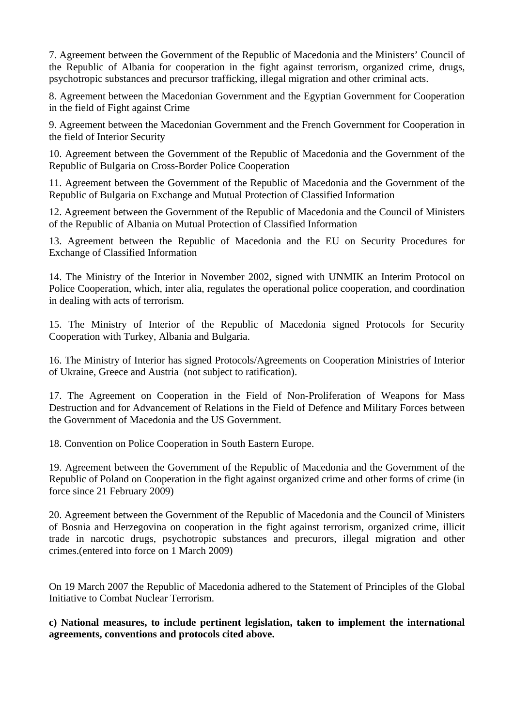7. Agreement between the Government of the Republic of Macedonia and the Ministers' Council of the Republic of Albania for cooperation in the fight against terrorism, organized crime, drugs, psychotropic substances and precursor trafficking, illegal migration and other criminal acts.

8. Agreement between the Macedonian Government and the Egyptian Government for Cooperation in the field of Fight against Crime

9. Agreement between the Macedonian Government and the French Government for Cooperation in the field of Interior Security

10. Agreement between the Government of the Republic of Macedonia and the Government of the Republic of Bulgaria on Cross-Border Police Cooperation

11. Agreement between the Government of the Republic of Macedonia and the Government of the Republic of Bulgaria on Exchange and Mutual Protection of Classified Information

12. Agreement between the Government of the Republic of Macedonia and the Council of Ministers of the Republic of Albania on Mutual Protection of Classified Information

13. Agreement between the Republic of Macedonia and the EU on Security Procedures for Exchange of Classified Information

14. The Ministry of the Interior in November 2002, signed with UNMIK an Interim Protocol on Police Cooperation, which, inter alia, regulates the operational police cooperation, and coordination in dealing with acts of terrorism.

15. The Ministry of Interior of the Republic of Macedonia signed Protocols for Security Cooperation with Turkey, Albania and Bulgaria.

16. The Ministry of Interior has signed Protocols/Agreements on Cooperation Ministries of Interior of Ukraine, Greece and Austria (not subject to ratification).

17. The Agreement on Cooperation in the Field of Non-Proliferation of Weapons for Mass Destruction and for Advancement of Relations in the Field of Defence and Military Forces between the Government of Macedonia and the US Government.

18. Convention on Police Cooperation in South Eastern Europe.

19. Agreement between the Government of the Republic of Macedonia and the Government of the Republic of Poland on Cooperation in the fight against organized crime and other forms of crime (in force since 21 February 2009)

20. Agreement between the Government of the Republic of Macedonia and the Council of Ministers of Bosnia and Herzegovina on cooperation in the fight against terrorism, organized crime, illicit trade in narcotic drugs, psychotropic substances and precurors, illegal migration and other crimes.(entered into force on 1 March 2009)

On 19 March 2007 the Republic of Macedonia adhered to the Statement of Principles of the Global Initiative to Combat Nuclear Terrorism.

**c) National measures, to include pertinent legislation, taken to implement the international agreements, conventions and protocols cited above.**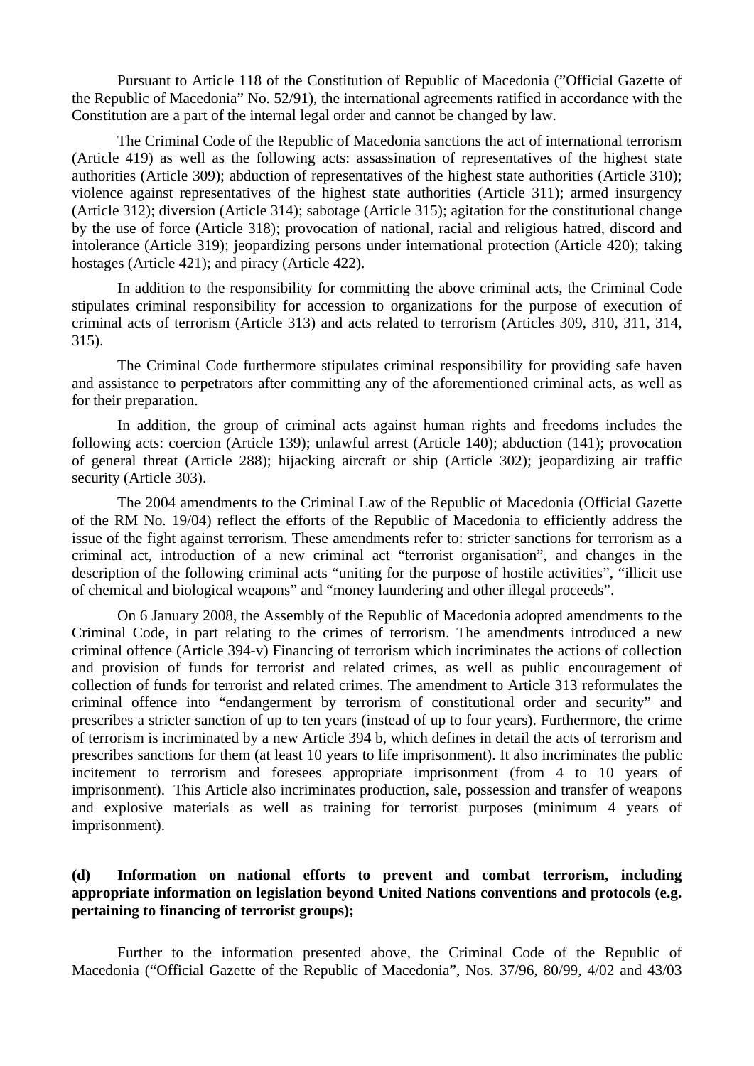Pursuant to Article 118 of the Constitution of Republic of Macedonia (”Official Gazette of the Republic of Macedonia” No. 52/91), the international agreements ratified in accordance with the Constitution are a part of the internal legal order and cannot be changed by law.

The Criminal Code of the Republic of Macedonia sanctions the act of international terrorism (Article 419) as well as the following acts: assassination of representatives of the highest state authorities (Article 309); abduction of representatives of the highest state authorities (Article 310); violence against representatives of the highest state authorities (Article 311); armed insurgency (Article 312); diversion (Article 314); sabotage (Article 315); agitation for the constitutional change by the use of force (Article 318); provocation of national, racial and religious hatred, discord and intolerance (Article 319); jeopardizing persons under international protection (Article 420); taking hostages (Article 421); and piracy (Article 422).

In addition to the responsibility for committing the above criminal acts, the Criminal Code stipulates criminal responsibility for accession to organizations for the purpose of execution of criminal acts of terrorism (Article 313) and acts related to terrorism (Articles 309, 310, 311, 314, 315).

The Criminal Code furthermore stipulates criminal responsibility for providing safe haven and assistance to perpetrators after committing any of the aforementioned criminal acts, as well as for their preparation.

In addition, the group of criminal acts against human rights and freedoms includes the following acts: coercion (Article 139); unlawful arrest (Article 140); abduction (141); provocation of general threat (Article 288); hijacking aircraft or ship (Article 302); jeopardizing air traffic security (Article 303).

The 2004 amendments to the Criminal Law of the Republic of Macedonia (Official Gazette of the RM No. 19/04) reflect the efforts of the Republic of Macedonia to efficiently address the issue of the fight against terrorism. These amendments refer to: stricter sanctions for terrorism as a criminal act, introduction of a new criminal act “terrorist organisation”, and changes in the description of the following criminal acts “uniting for the purpose of hostile activities”, “illicit use of chemical and biological weapons” and “money laundering and other illegal proceeds”.

On 6 January 2008, the Assembly of the Republic of Macedonia adopted amendments to the Criminal Code, in part relating to the crimes of terrorism. The amendments introduced a new criminal offence (Article 394-v) Financing of terrorism which incriminates the actions of collection and provision of funds for terrorist and related crimes, as well as public encouragement of collection of funds for terrorist and related crimes. The amendment to Article 313 reformulates the criminal offence into “endangerment by terrorism of constitutional order and security” and prescribes a stricter sanction of up to ten years (instead of up to four years). Furthermore, the crime of terrorism is incriminated by a new Article 394 b, which defines in detail the acts of terrorism and prescribes sanctions for them (at least 10 years to life imprisonment). It also incriminates the public incitement to terrorism and foresees appropriate imprisonment (from 4 to 10 years of imprisonment). This Article also incriminates production, sale, possession and transfer of weapons and explosive materials as well as training for terrorist purposes (minimum 4 years of imprisonment).

**(d) Information on national efforts to prevent and combat terrorism, including appropriate information on legislation beyond United Nations conventions and protocols (e.g. pertaining to financing of terrorist groups);**

Further to the information presented above, the Criminal Code of the Republic of Macedonia (“Official Gazette of the Republic of Macedonia”, Nos. 37/96, 80/99, 4/02 and 43/03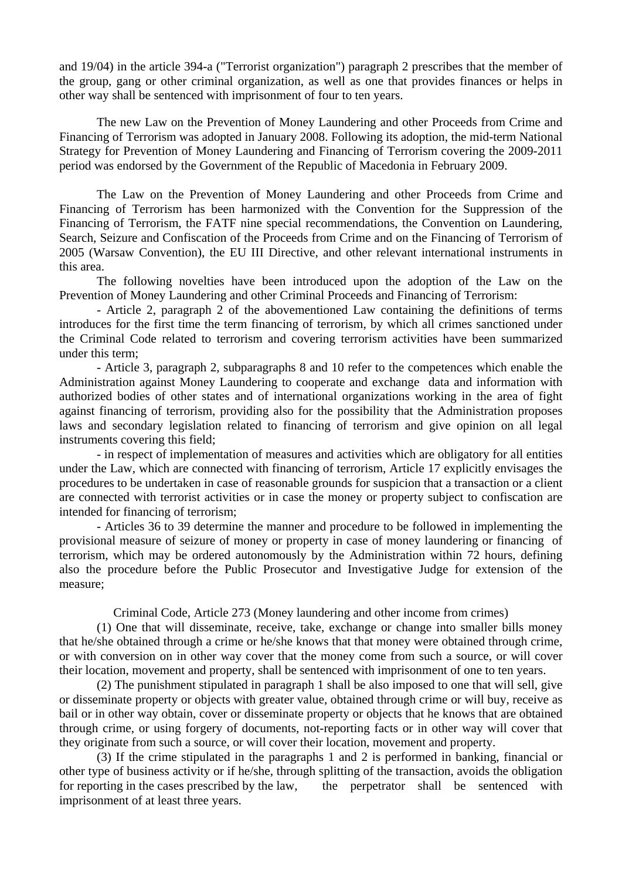and 19/04) in the article 394-a ("Terrorist organization") paragraph 2 prescribes that the member of the group, gang or other criminal organization, as well as one that provides finances or helps in other way shall be sentenced with imprisonment of four to ten years.

The new Law on the Prevention of Money Laundering and other Proceeds from Crime and Financing of Terrorism was adopted in January 2008. Following its adoption, the mid-term National Strategy for Prevention of Money Laundering and Financing of Terrorism covering the 2009-2011 period was endorsed by the Government of the Republic of Macedonia in February 2009.

The Law on the Prevention of Money Laundering and other Proceeds from Crime and Financing of Terrorism has been harmonized with the Convention for the Suppression of the Financing of Terrorism, the FATF nine special recommendations, the Convention on Laundering, Search, Seizure and Confiscation of the Proceeds from Crime and on the Financing of Terrorism of 2005 (Warsaw Convention), the EU III Directive, and other relevant international instruments in this area.

The following novelties have been introduced upon the adoption of the Law on the Prevention of Money Laundering and other Criminal Proceeds and Financing of Terrorism:

- Article 2, paragraph 2 of the abovementioned Law containing the definitions of terms introduces for the first time the term financing of terrorism, by which all crimes sanctioned under the Criminal Code related to terrorism and covering terrorism activities have been summarized under this term;
- Article 3, paragraph 2, subparagraphs 8 and 10 refer to the competences which enable the Administration against Money Laundering to cooperate and exchange data and information with authorized bodies of other states and of international organizations working in the area of fight against financing of terrorism, providing also for the possibility that the Administration proposes laws and secondary legislation related to financing of terrorism and give opinion on all legal instruments covering this field;
- in respect of implementation of measures and activities which are obligatory for all entities under the Law, which are connected with financing of terrorism, Article 17 explicitly envisages the procedures to be undertaken in case of reasonable grounds for suspicion that a transaction or a client are connected with terrorist activities or in case the money or property subject to confiscation are intended for financing of terrorism;
- Articles 36 to 39 determine the manner and procedure to be followed in implementing the provisional measure of seizure of money or property in case of money laundering or financing of terrorism, which may be ordered autonomously by the Administration within 72 hours, defining also the procedure before the Public Prosecutor and Investigative Judge for extension of the measure;

Criminal Code, Article 273 (Money laundering and other income from crimes)

(1) One that will disseminate, receive, take, exchange or change into smaller bills money that he/she obtained through a crime or he/she knows that that money were obtained through crime, or with conversion on in other way cover that the money come from such a source, or will cover their location, movement and property, shall be sentenced with imprisonment of one to ten years.

(2) The punishment stipulated in paragraph 1 shall be also imposed to one that will sell, give or disseminate property or objects with greater value, obtained through crime or will buy, receive as bail or in other way obtain, cover or disseminate property or objects that he knows that are obtained through crime, or using forgery of documents, not-reporting facts or in other way will cover that they originate from such a source, or will cover their location, movement and property.

(3) If the crime stipulated in the paragraphs 1 and 2 is performed in banking, financial or other type of business activity or if he/she, through splitting of the transaction, avoids the obligation for reporting in the cases prescribed by the law, the perpetrator shall be sentenced with imprisonment of at least three years.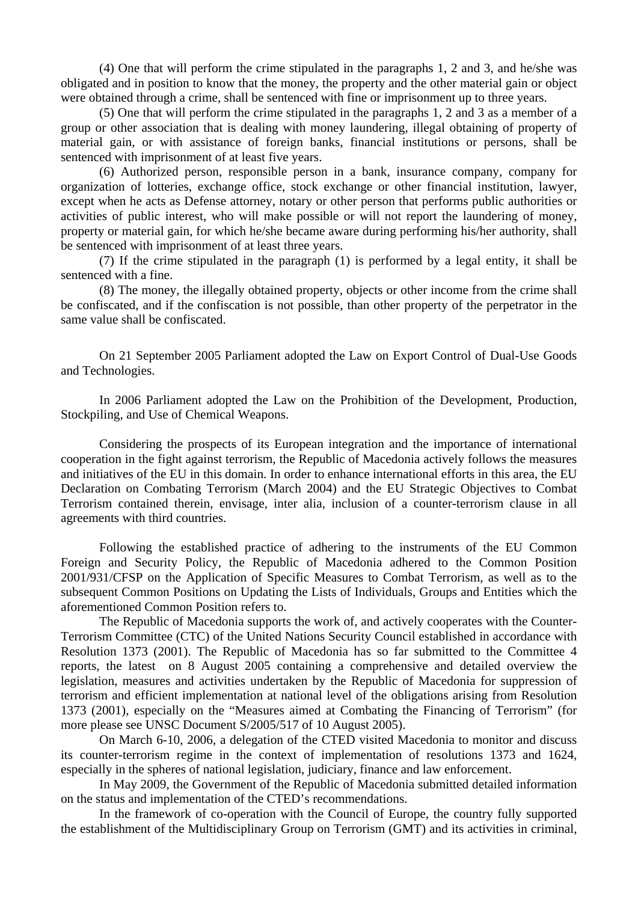(4) One that will perform the crime stipulated in the paragraphs 1, 2 and 3, and he/she was obligated and in position to know that the money, the property and the other material gain or object were obtained through a crime, shall be sentenced with fine or imprisonment up to three years.

(5) One that will perform the crime stipulated in the paragraphs 1, 2 and 3 as a member of a group or other association that is dealing with money laundering, illegal obtaining of property of material gain, or with assistance of foreign banks, financial institutions or persons, shall be sentenced with imprisonment of at least five years.

(6) Authorized person, responsible person in a bank, insurance company, company for organization of lotteries, exchange office, stock exchange or other financial institution, lawyer, except when he acts as Defense attorney, notary or other person that performs public authorities or activities of public interest, who will make possible or will not report the laundering of money, property or material gain, for which he/she became aware during performing his/her authority, shall be sentenced with imprisonment of at least three years.

(7) If the crime stipulated in the paragraph (1) is performed by a legal entity, it shall be sentenced with a fine.

(8) The money, the illegally obtained property, objects or other income from the crime shall be confiscated, and if the confiscation is not possible, than other property of the perpetrator in the same value shall be confiscated.

On 21 September 2005 Parliament adopted the Law on Export Control of Dual-Use Goods and Technologies.

In 2006 Parliament adopted the Law on the Prohibition of the Development, Production, Stockpiling, and Use of Chemical Weapons.

Considering the prospects of its European integration and the importance of international cooperation in the fight against terrorism, the Republic of Macedonia actively follows the measures and initiatives of the EU in this domain. In order to enhance international efforts in this area, the EU Declaration on Combating Terrorism (March 2004) and the EU Strategic Objectives to Combat Terrorism contained therein, envisage, inter alia, inclusion of a counter-terrorism clause in all agreements with third countries.

Following the established practice of adhering to the instruments of the EU Common Foreign and Security Policy, the Republic of Macedonia adhered to the Common Position 2001/931/CFSP on the Application of Specific Measures to Combat Terrorism, as well as to the subsequent Common Positions on Updating the Lists of Individuals, Groups and Entities which the aforementioned Common Position refers to.

The Republic of Macedonia supports the work of, and actively cooperates with the Counter-Terrorism Committee (CTC) of the United Nations Security Council established in accordance with Resolution 1373 (2001). The Republic of Macedonia has so far submitted to the Committee 4 reports, the latest on 8 August 2005 containing a comprehensive and detailed overview the legislation, measures and activities undertaken by the Republic of Macedonia for suppression of terrorism and efficient implementation at national level of the obligations arising from Resolution 1373 (2001), especially on the "Measures aimed at Combating the Financing of Terrorism" (for more please see UNSC Document S/2005/517 of 10 August 2005).

On March 6-10, 2006, a delegation of the CTED visited Macedonia to monitor and discuss its counter-terrorism regime in the context of implementation of resolutions 1373 and 1624, especially in the spheres of national legislation, judiciary, finance and law enforcement.

In May 2009, the Government of the Republic of Macedonia submitted detailed information on the status and implementation of the CTED's recommendations.

In the framework of co-operation with the Council of Europe, the country fully supported the establishment of the Multidisciplinary Group on Terrorism (GMT) and its activities in criminal,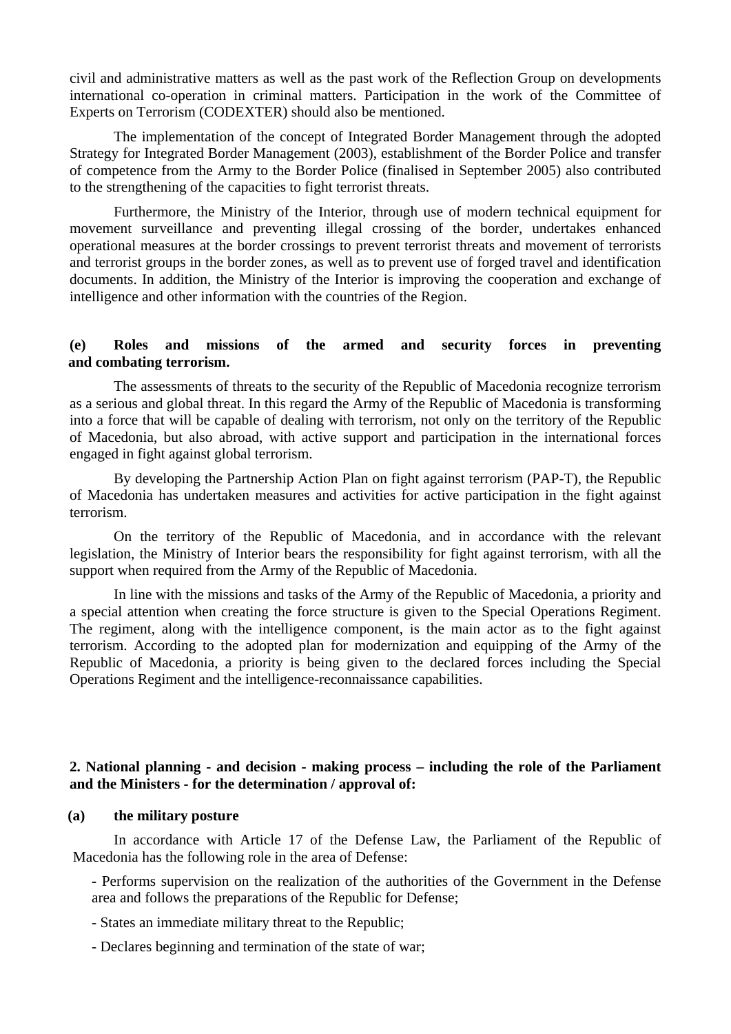civil and administrative matters as well as the past work of the Reflection Group on developments international co-operation in criminal matters. Participation in the work of the Committee of Experts on Terrorism (CODEXTER) should also be mentioned.

The implementation of the concept of Integrated Border Management through the adopted Strategy for Integrated Border Management (2003), establishment of the Border Police and transfer of competence from the Army to the Border Police (finalised in September 2005) also contributed to the strengthening of the capacities to fight terrorist threats.

Furthermore, the Ministry of the Interior, through use of modern technical equipment for movement surveillance and preventing illegal crossing of the border, undertakes enhanced operational measures at the border crossings to prevent terrorist threats and movement of terrorists and terrorist groups in the border zones, as well as to prevent use of forged travel and identification documents. In addition, the Ministry of the Interior is improving the cooperation and exchange of intelligence and other information with the countries of the Region.

**(e) Roles and missions of the armed and security forces in preventing and combating terrorism.**

The assessments of threats to the security of the Republic of Macedonia recognize terrorism as a serious and global threat. In this regard the Army of the Republic of Macedonia is transforming into a force that will be capable of dealing with terrorism, not only on the territory of the Republic of Macedonia, but also abroad, with active support and participation in the international forces engaged in fight against global terrorism.

By developing the Partnership Action Plan on fight against terrorism (PAP-T), the Republic of Macedonia has undertaken measures and activities for active participation in the fight against terrorism.

On the territory of the Republic of Macedonia, and in accordance with the relevant legislation, the Ministry of Interior bears the responsibility for fight against terrorism, with all the support when required from the Army of the Republic of Macedonia.

In line with the missions and tasks of the Army of the Republic of Macedonia, a priority and a special attention when creating the force structure is given to the Special Operations Regiment. The regiment, along with the intelligence component, is the main actor as to the fight against terrorism. According to the adopted plan for modernization and equipping of the Army of the Republic of Macedonia, a priority is being given to the declared forces including the Special Operations Regiment and the intelligence-reconnaissance capabilities.

**2. National planning - and decision - making process – including the role of the Parliament and the Ministers - for the determination / approval of:**

**(a) the military posture**

In accordance with Article 17 of the Defense Law, the Parliament of the Republic of Macedonia has the following role in the area of Defense:

- Performs supervision on the realization of the authorities of the Government in the Defense area and follows the preparations of the Republic for Defense;
- States an immediate military threat to the Republic;
- Declares beginning and termination of the state of war;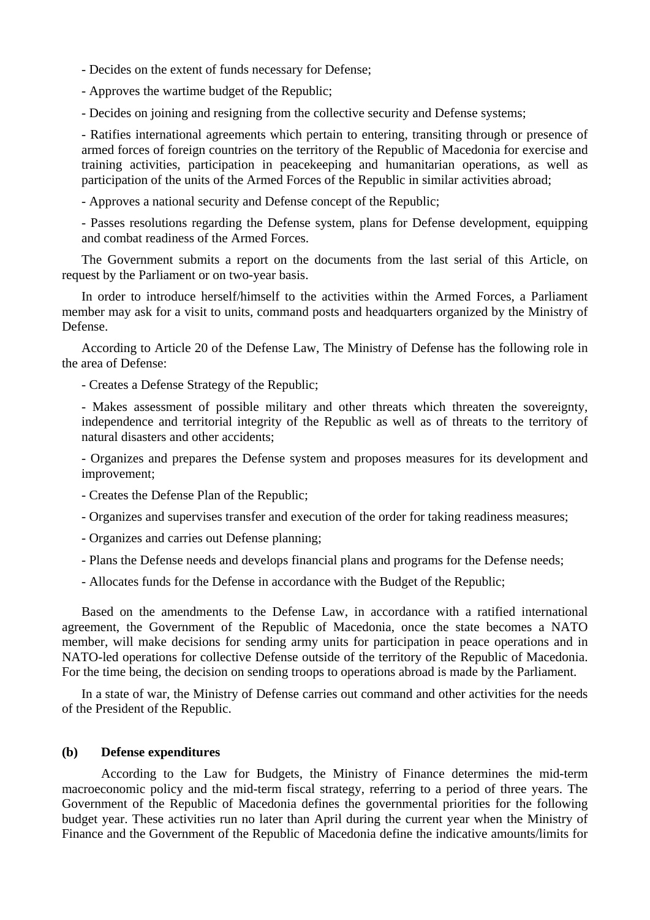- Decides on the extent of funds necessary for Defense;

- Approves the wartime budget of the Republic;

- Decides on joining and resigning from the collective security and Defense systems;

- Ratifies international agreements which pertain to entering, transiting through or presence of armed forces of foreign countries on the territory of the Republic of Macedonia for exercise and training activities, participation in peacekeeping and humanitarian operations, as well as participation of the units of the Armed Forces of the Republic in similar activities abroad;

- Approves a national security and Defense concept of the Republic;

- Passes resolutions regarding the Defense system, plans for Defense development, equipping and combat readiness of the Armed Forces.

The Government submits a report on the documents from the last serial of this Article, on request by the Parliament or on two-year basis.

In order to introduce herself/himself to the activities within the Armed Forces, a Parliament member may ask for a visit to units, command posts and headquarters organized by the Ministry of Defense.

According to Article 20 of the Defense Law, The Ministry of Defense has the following role in the area of Defense:

- Creates a Defense Strategy of the Republic;

- Makes assessment of possible military and other threats which threaten the sovereignty, independence and territorial integrity of the Republic as well as of threats to the territory of natural disasters and other accidents;

- Organizes and prepares the Defense system and proposes measures for its development and improvement;

- Creates the Defense Plan of the Republic;

- Organizes and supervises transfer and execution of the order for taking readiness measures;

- Organizes and carries out Defense planning;

- Plans the Defense needs and develops financial plans and programs for the Defense needs;

- Allocates funds for the Defense in accordance with the Budget of the Republic;

Based on the amendments to the Defense Law, in accordance with a ratified international agreement, the Government of the Republic of Macedonia, once the state becomes a NATO member, will make decisions for sending army units for participation in peace operations and in NATO-led operations for collective Defense outside of the territory of the Republic of Macedonia. For the time being, the decision on sending troops to operations abroad is made by the Parliament.

In a state of war, the Ministry of Defense carries out command and other activities for the needs of the President of the Republic.

**(b) Defense expenditures**

According to the Law for Budgets, the Ministry of Finance determines the mid-term macroeconomic policy and the mid-term fiscal strategy, referring to a period of three years. The Government of the Republic of Macedonia defines the governmental priorities for the following budget year. These activities run no later than April during the current year when the Ministry of Finance and the Government of the Republic of Macedonia define the indicative amounts/limits for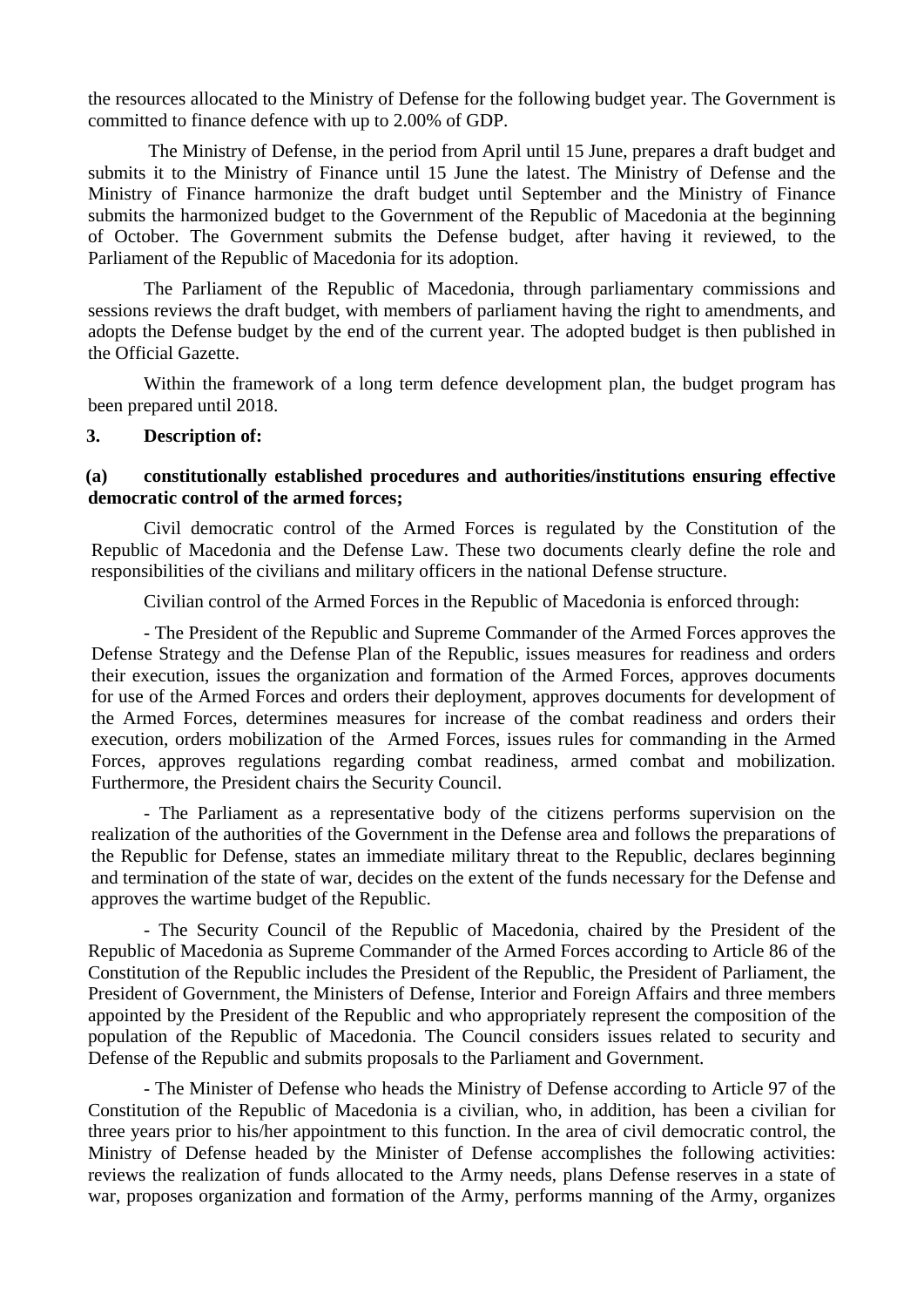the resources allocated to the Ministry of Defense for the following budget year. The Government is committed to finance defence with up to 2.00% of GDP.

The Ministry of Defense, in the period from April until 15 June, prepares a draft budget and submits it to the Ministry of Finance until 15 June the latest. The Ministry of Defense and the Ministry of Finance harmonize the draft budget until September and the Ministry of Finance submits the harmonized budget to the Government of the Republic of Macedonia at the beginning of October. The Government submits the Defense budget, after having it reviewed, to the Parliament of the Republic of Macedonia for its adoption.

The Parliament of the Republic of Macedonia, through parliamentary commissions and sessions reviews the draft budget, with members of parliament having the right to amendments, and adopts the Defense budget by the end of the current year. The adopted budget is then published in the Official Gazette.

Within the framework of a long term defence development plan, the budget program has been prepared until 2018.

**3. Description of:**

**(a) constitutionally established procedures and authorities/institutions ensuring effective democratic control of the armed forces;**

Civil democratic control of the Armed Forces is regulated by the Constitution of the Republic of Macedonia and the Defense Law. These two documents clearly define the role and responsibilities of the civilians and military officers in the national Defense structure.

Civilian control of the Armed Forces in the Republic of Macedonia is enforced through:

- The President of the Republic and Supreme Commander of the Armed Forces approves the Defense Strategy and the Defense Plan of the Republic, issues measures for readiness and orders their execution, issues the organization and formation of the Armed Forces, approves documents for use of the Armed Forces and orders their deployment, approves documents for development of the Armed Forces, determines measures for increase of the combat readiness and orders their execution, orders mobilization of the Armed Forces, issues rules for commanding in the Armed Forces, approves regulations regarding combat readiness, armed combat and mobilization. Furthermore, the President chairs the Security Council.

- The Parliament as a representative body of the citizens performs supervision on the realization of the authorities of the Government in the Defense area and follows the preparations of the Republic for Defense, states an immediate military threat to the Republic, declares beginning and termination of the state of war, decides on the extent of the funds necessary for the Defense and approves the wartime budget of the Republic.

- The Security Council of the Republic of Macedonia, chaired by the President of the Republic of Macedonia as Supreme Commander of the Armed Forces according to Article 86 of the Constitution of the Republic includes the President of the Republic, the President of Parliament, the President of Government, the Ministers of Defense, Interior and Foreign Affairs and three members appointed by the President of the Republic and who appropriately represent the composition of the population of the Republic of Macedonia. The Council considers issues related to security and Defense of the Republic and submits proposals to the Parliament and Government.

- The Minister of Defense who heads the Ministry of Defense according to Article 97 of the Constitution of the Republic of Macedonia is a civilian, who, in addition, has been a civilian for three years prior to his/her appointment to this function. In the area of civil democratic control, the Ministry of Defense headed by the Minister of Defense accomplishes the following activities: reviews the realization of funds allocated to the Army needs, plans Defense reserves in a state of war, proposes organization and formation of the Army, performs manning of the Army, organizes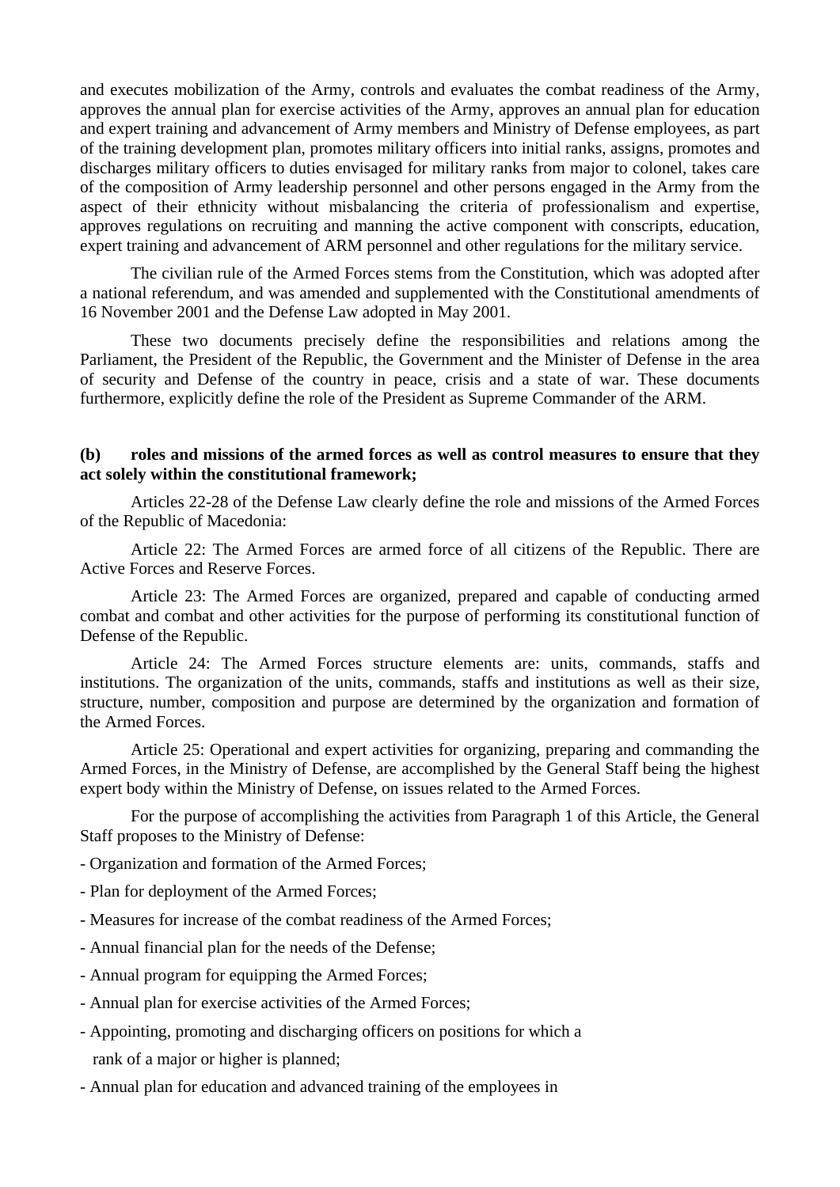and executes mobilization of the Army, controls and evaluates the combat readiness of the Army, approves the annual plan for exercise activities of the Army, approves an annual plan for education and expert training and advancement of Army members and Ministry of Defense employees, as part of the training development plan, promotes military officers into initial ranks, assigns, promotes and discharges military officers to duties envisaged for military ranks from major to colonel, takes care of the composition of Army leadership personnel and other persons engaged in the Army from the aspect of their ethnicity without misbalancing the criteria of professionalism and expertise, approves regulations on recruiting and manning the active component with conscripts, education, expert training and advancement of ARM personnel and other regulations for the military service.

The civilian rule of the Armed Forces stems from the Constitution, which was adopted after a national referendum, and was amended and supplemented with the Constitutional amendments of 16 November 2001 and the Defense Law adopted in May 2001.

These two documents precisely define the responsibilities and relations among the Parliament, the President of the Republic, the Government and the Minister of Defense in the area of security and Defense of the country in peace, crisis and a state of war. These documents furthermore, explicitly define the role of the President as Supreme Commander of the ARM.

**(b) roles and missions of the armed forces as well as control measures to ensure that they act solely within the constitutional framework;**

Articles 22-28 of the Defense Law clearly define the role and missions of the Armed Forces of the Republic of Macedonia:

Article 22: The Armed Forces are armed force of all citizens of the Republic. There are Active Forces and Reserve Forces.

Article 23: The Armed Forces are organized, prepared and capable of conducting armed combat and combat and other activities for the purpose of performing its constitutional function of Defense of the Republic.

Article 24: The Armed Forces structure elements are: units, commands, staffs and institutions. The organization of the units, commands, staffs and institutions as well as their size, structure, number, composition and purpose are determined by the organization and formation of the Armed Forces.

Article 25: Operational and expert activities for organizing, preparing and commanding the Armed Forces, in the Ministry of Defense, are accomplished by the General Staff being the highest expert body within the Ministry of Defense, on issues related to the Armed Forces.

For the purpose of accomplishing the activities from Paragraph 1 of this Article, the General Staff proposes to the Ministry of Defense:

- Organization and formation of the Armed Forces;
- Plan for deployment of the Armed Forces;
- Measures for increase of the combat readiness of the Armed Forces;
- Annual financial plan for the needs of the Defense;
- Annual program for equipping the Armed Forces;
- Annual plan for exercise activities of the Armed Forces;
- Appointing, promoting and discharging officers on positions for which a rank of a major or higher is planned;
- Annual plan for education and advanced training of the employees in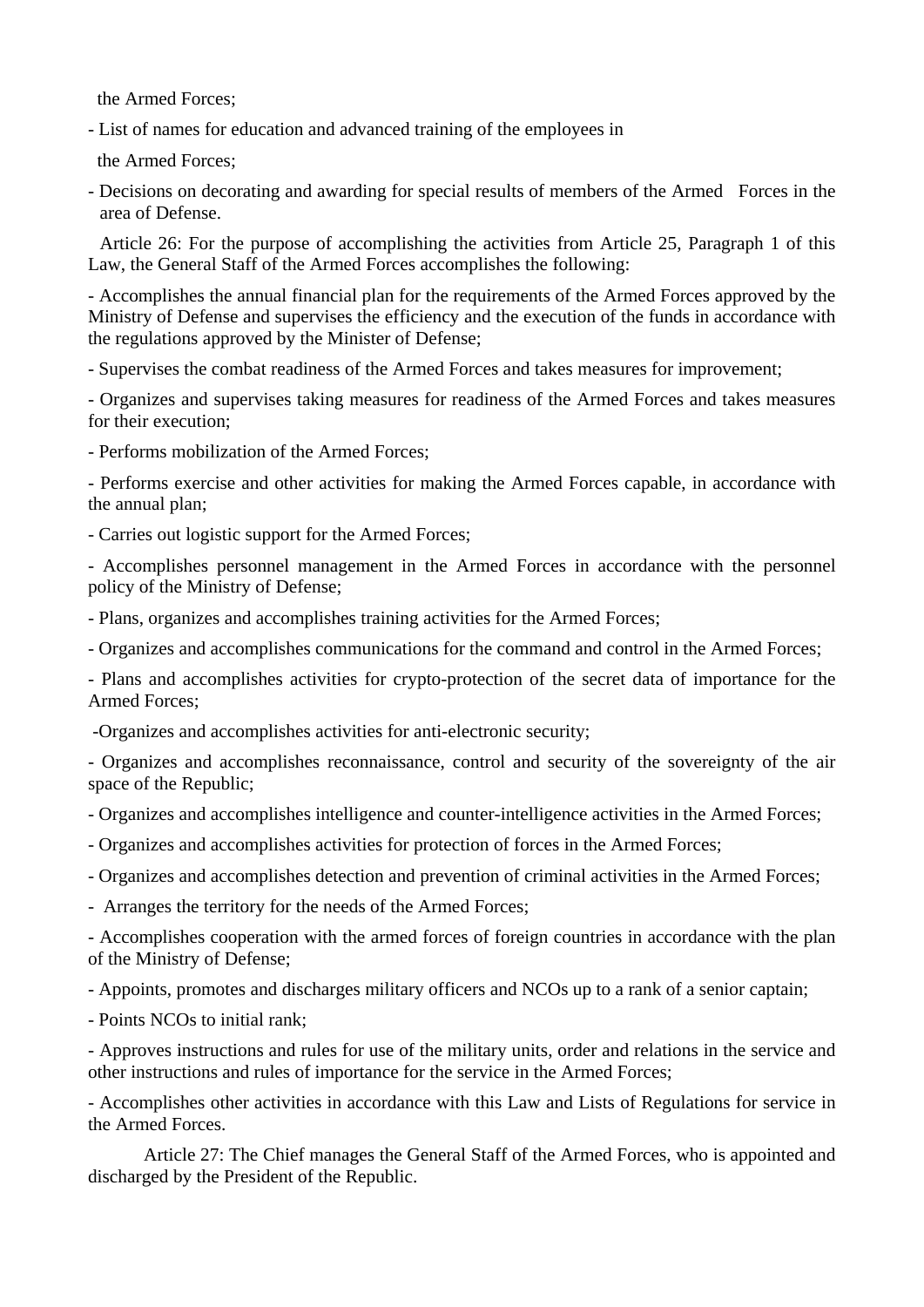the Armed Forces;

- List of names for education and advanced training of the employees in the Armed Forces;
- Decisions on decorating and awarding for special results of members of the Armed Forces in the area of Defense.

Article 26: For the purpose of accomplishing the activities from Article 25, Paragraph 1 of this Law, the General Staff of the Armed Forces accomplishes the following:

- Accomplishes the annual financial plan for the requirements of the Armed Forces approved by the Ministry of Defense and supervises the efficiency and the execution of the funds in accordance with the regulations approved by the Minister of Defense;
- Supervises the combat readiness of the Armed Forces and takes measures for improvement;
- Organizes and supervises taking measures for readiness of the Armed Forces and takes measures for their execution;
- Performs mobilization of the Armed Forces;
- Performs exercise and other activities for making the Armed Forces capable, in accordance with the annual plan;
- Carries out logistic support for the Armed Forces;
- Accomplishes personnel management in the Armed Forces in accordance with the personnel policy of the Ministry of Defense;
- Plans, organizes and accomplishes training activities for the Armed Forces;
- Organizes and accomplishes communications for the command and control in the Armed Forces;
- Plans and accomplishes activities for crypto-protection of the secret data of importance for the Armed Forces;
- Organizes and accomplishes activities for anti-electronic security;
- Organizes and accomplishes reconnaissance, control and security of the sovereignty of the air space of the Republic;
- Organizes and accomplishes intelligence and counter-intelligence activities in the Armed Forces;
- Organizes and accomplishes activities for protection of forces in the Armed Forces;
- Organizes and accomplishes detection and prevention of criminal activities in the Armed Forces;
- Arranges the territory for the needs of the Armed Forces;
- Accomplishes cooperation with the armed forces of foreign countries in accordance with the plan of the Ministry of Defense;
- Appoints, promotes and discharges military officers and NCOs up to a rank of a senior captain;
- Points NCOs to initial rank;
- Approves instructions and rules for use of the military units, order and relations in the service and other instructions and rules of importance for the service in the Armed Forces;
- Accomplishes other activities in accordance with this Law and Lists of Regulations for service in the Armed Forces.

Article 27: The Chief manages the General Staff of the Armed Forces, who is appointed and discharged by the President of the Republic.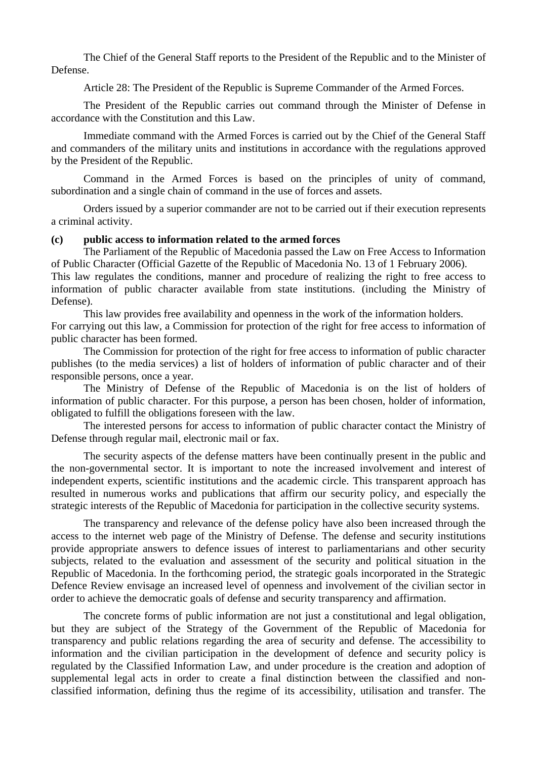The Chief of the General Staff reports to the President of the Republic and to the Minister of Defense.

Article 28: The President of the Republic is Supreme Commander of the Armed Forces.

The President of the Republic carries out command through the Minister of Defense in accordance with the Constitution and this Law.

Immediate command with the Armed Forces is carried out by the Chief of the General Staff and commanders of the military units and institutions in accordance with the regulations approved by the President of the Republic.

Command in the Armed Forces is based on the principles of unity of command, subordination and a single chain of command in the use of forces and assets.

Orders issued by a superior commander are not to be carried out if their execution represents a criminal activity.

**(c) public access to information related to the armed forces**

The Parliament of the Republic of Macedonia passed the Law on Free Access to Information of Public Character (Official Gazette of the Republic of Macedonia No. 13 of 1 February 2006).
This law regulates the conditions, manner and procedure of realizing the right to free access to information of public character available from state institutions. (including the Ministry of Defense).

This law provides free availability and openness in the work of the information holders.
For carrying out this law, a Commission for protection of the right for free access to information of public character has been formed.

The Commission for protection of the right for free access to information of public character publishes (to the media services) a list of holders of information of public character and of their responsible persons, once a year.

The Ministry of Defense of the Republic of Macedonia is on the list of holders of information of public character. For this purpose, a person has been chosen, holder of information, obligated to fulfill the obligations foreseen with the law.

The interested persons for access to information of public character contact the Ministry of Defense through regular mail, electronic mail or fax.

The security aspects of the defense matters have been continually present in the public and the non-governmental sector. It is important to note the increased involvement and interest of independent experts, scientific institutions and the academic circle. This transparent approach has resulted in numerous works and publications that affirm our security policy, and especially the strategic interests of the Republic of Macedonia for participation in the collective security systems.

The transparency and relevance of the defense policy have also been increased through the access to the internet web page of the Ministry of Defense. The defense and security institutions provide appropriate answers to defence issues of interest to parliamentarians and other security subjects, related to the evaluation and assessment of the security and political situation in the Republic of Macedonia. In the forthcoming period, the strategic goals incorporated in the Strategic Defence Review envisage an increased level of openness and involvement of the civilian sector in order to achieve the democratic goals of defense and security transparency and affirmation.

The concrete forms of public information are not just a constitutional and legal obligation, but they are subject of the Strategy of the Government of the Republic of Macedonia for transparency and public relations regarding the area of security and defense. The accessibility to information and the civilian participation in the development of defence and security policy is regulated by the Classified Information Law, and under procedure is the creation and adoption of supplemental legal acts in order to create a final distinction between the classified and non-classified information, defining thus the regime of its accessibility, utilisation and transfer. The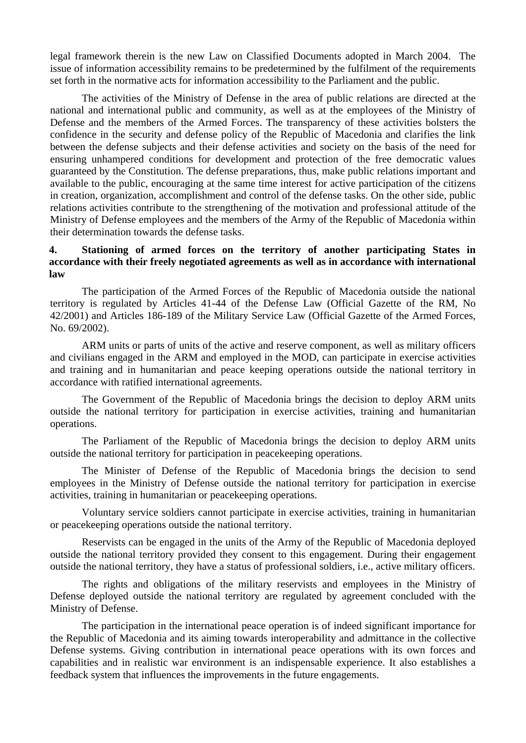legal framework therein is the new Law on Classified Documents adopted in March 2004. The issue of information accessibility remains to be predetermined by the fulfilment of the requirements set forth in the normative acts for information accessibility to the Parliament and the public.

The activities of the Ministry of Defense in the area of public relations are directed at the national and international public and community, as well as at the employees of the Ministry of Defense and the members of the Armed Forces. The transparency of these activities bolsters the confidence in the security and defense policy of the Republic of Macedonia and clarifies the link between the defense subjects and their defense activities and society on the basis of the need for ensuring unhampered conditions for development and protection of the free democratic values guaranteed by the Constitution. The defense preparations, thus, make public relations important and available to the public, encouraging at the same time interest for active participation of the citizens in creation, organization, accomplishment and control of the defense tasks. On the other side, public relations activities contribute to the strengthening of the motivation and professional attitude of the Ministry of Defense employees and the members of the Army of the Republic of Macedonia within their determination towards the defense tasks.

**4. Stationing of armed forces on the territory of another participating States in accordance with their freely negotiated agreements as well as in accordance with international law**

The participation of the Armed Forces of the Republic of Macedonia outside the national territory is regulated by Articles 41-44 of the Defense Law (Official Gazette of the RM, No 42/2001) and Articles 186-189 of the Military Service Law (Official Gazette of the Armed Forces, No. 69/2002).

ARM units or parts of units of the active and reserve component, as well as military officers and civilians engaged in the ARM and employed in the MOD, can participate in exercise activities and training and in humanitarian and peace keeping operations outside the national territory in accordance with ratified international agreements.

The Government of the Republic of Macedonia brings the decision to deploy ARM units outside the national territory for participation in exercise activities, training and humanitarian operations.

The Parliament of the Republic of Macedonia brings the decision to deploy ARM units outside the national territory for participation in peacekeeping operations.

The Minister of Defense of the Republic of Macedonia brings the decision to send employees in the Ministry of Defense outside the national territory for participation in exercise activities, training in humanitarian or peacekeeping operations.

Voluntary service soldiers cannot participate in exercise activities, training in humanitarian or peacekeeping operations outside the national territory.

Reservists can be engaged in the units of the Army of the Republic of Macedonia deployed outside the national territory provided they consent to this engagement. During their engagement outside the national territory, they have a status of professional soldiers, i.e., active military officers.

The rights and obligations of the military reservists and employees in the Ministry of Defense deployed outside the national territory are regulated by agreement concluded with the Ministry of Defense.

The participation in the international peace operation is of indeed significant importance for the Republic of Macedonia and its aiming towards interoperability and admittance in the collective Defense systems. Giving contribution in international peace operations with its own forces and capabilities and in realistic war environment is an indispensable experience. It also establishes a feedback system that influences the improvements in the future engagements.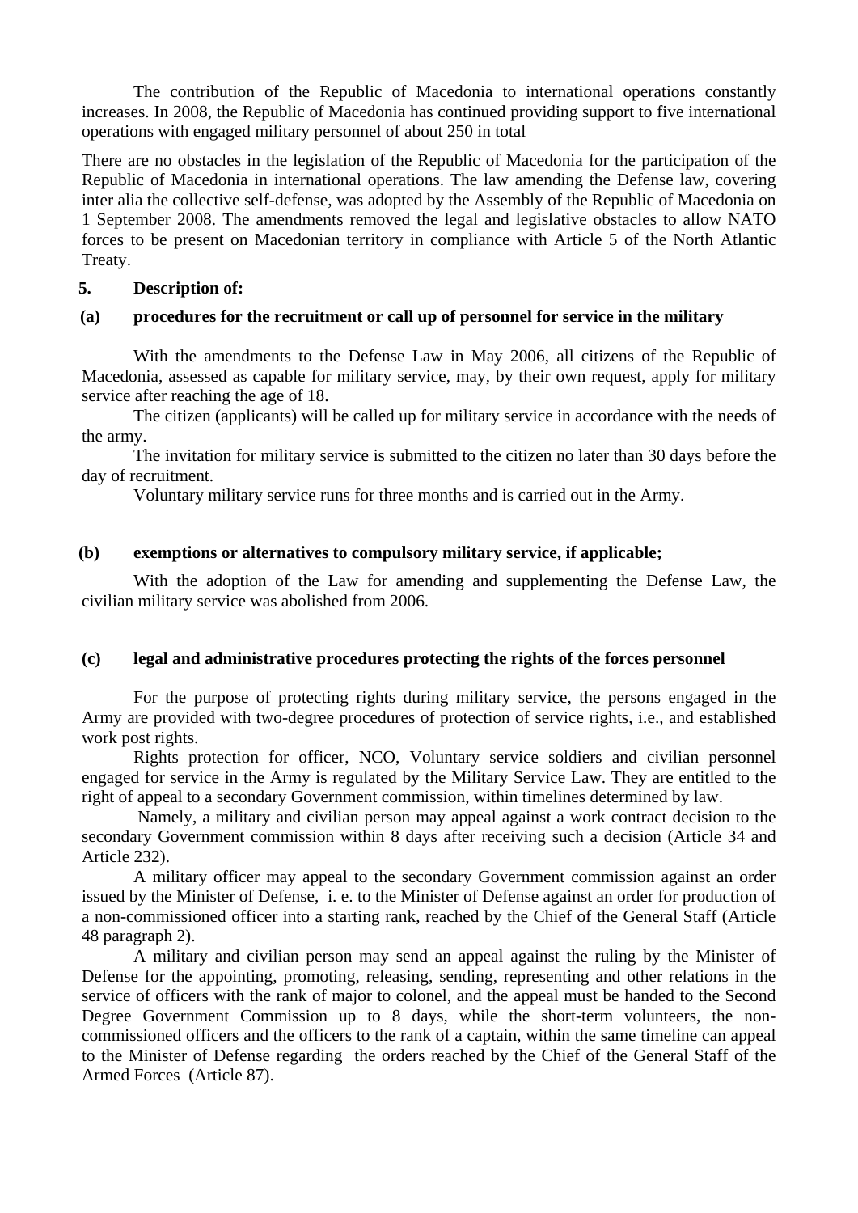The contribution of the Republic of Macedonia to international operations constantly increases. In 2008, the Republic of Macedonia has continued providing support to five international operations with engaged military personnel of about 250 in total

There are no obstacles in the legislation of the Republic of Macedonia for the participation of the Republic of Macedonia in international operations. The law amending the Defense law, covering inter alia the collective self-defense, was adopted by the Assembly of the Republic of Macedonia on 1 September 2008. The amendments removed the legal and legislative obstacles to allow NATO forces to be present on Macedonian territory in compliance with Article 5 of the North Atlantic Treaty.

**5. Description of:**

**(a) procedures for the recruitment or call up of personnel for service in the military**

With the amendments to the Defense Law in May 2006, all citizens of the Republic of Macedonia, assessed as capable for military service, may, by their own request, apply for military service after reaching the age of 18.

The citizen (applicants) will be called up for military service in accordance with the needs of the army.

The invitation for military service is submitted to the citizen no later than 30 days before the day of recruitment.

Voluntary military service runs for three months and is carried out in the Army.

**(b) exemptions or alternatives to compulsory military service, if applicable;**

With the adoption of the Law for amending and supplementing the Defense Law, the civilian military service was abolished from 2006.

**(c) legal and administrative procedures protecting the rights of the forces personnel**

For the purpose of protecting rights during military service, the persons engaged in the Army are provided with two-degree procedures of protection of service rights, i.e., and established work post rights.

Rights protection for officer, NCO, Voluntary service soldiers and civilian personnel engaged for service in the Army is regulated by the Military Service Law. They are entitled to the right of appeal to a secondary Government commission, within timelines determined by law.

Namely, a military and civilian person may appeal against a work contract decision to the secondary Government commission within 8 days after receiving such a decision (Article 34 and Article 232).

A military officer may appeal to the secondary Government commission against an order issued by the Minister of Defense, i. e. to the Minister of Defense against an order for production of a non-commissioned officer into a starting rank, reached by the Chief of the General Staff (Article 48 paragraph 2).

A military and civilian person may send an appeal against the ruling by the Minister of Defense for the appointing, promoting, releasing, sending, representing and other relations in the service of officers with the rank of major to colonel, and the appeal must be handed to the Second Degree Government Commission up to 8 days, while the short-term volunteers, the non-commissioned officers and the officers to the rank of a captain, within the same timeline can appeal to the Minister of Defense regarding the orders reached by the Chief of the General Staff of the Armed Forces (Article 87).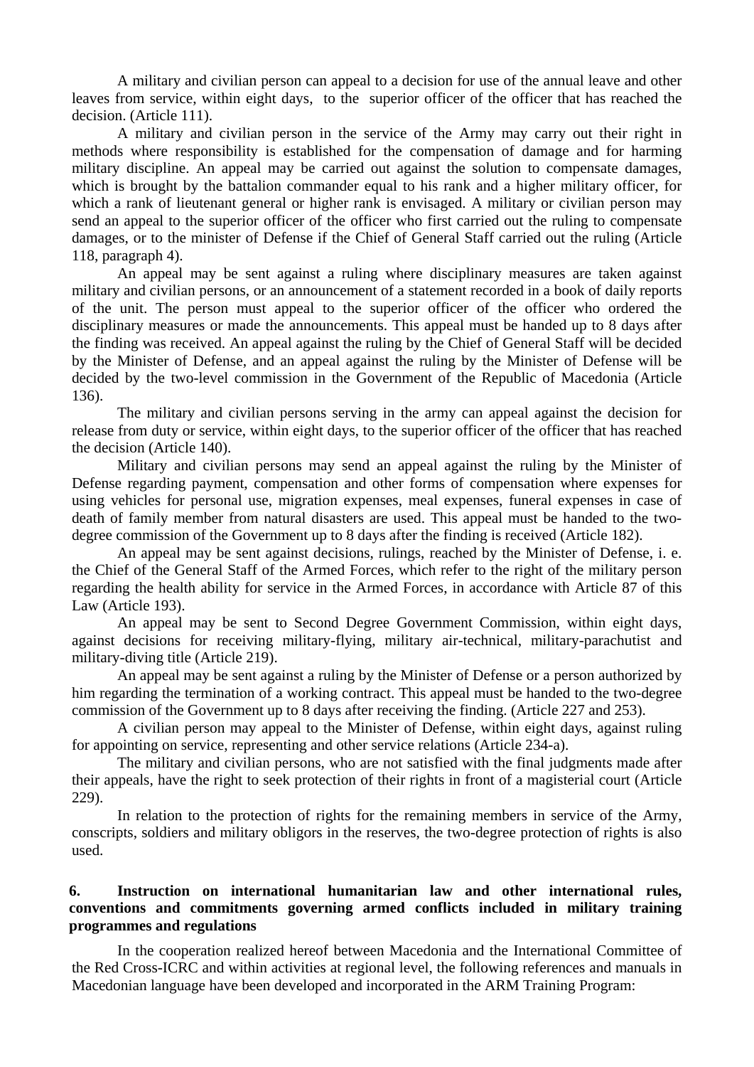A military and civilian person can appeal to a decision for use of the annual leave and other leaves from service, within eight days, to the superior officer of the officer that has reached the decision. (Article 111).

A military and civilian person in the service of the Army may carry out their right in methods where responsibility is established for the compensation of damage and for harming military discipline. An appeal may be carried out against the solution to compensate damages, which is brought by the battalion commander equal to his rank and a higher military officer, for which a rank of lieutenant general or higher rank is envisaged. A military or civilian person may send an appeal to the superior officer of the officer who first carried out the ruling to compensate damages, or to the minister of Defense if the Chief of General Staff carried out the ruling (Article 118, paragraph 4).

An appeal may be sent against a ruling where disciplinary measures are taken against military and civilian persons, or an announcement of a statement recorded in a book of daily reports of the unit. The person must appeal to the superior officer of the officer who ordered the disciplinary measures or made the announcements. This appeal must be handed up to 8 days after the finding was received. An appeal against the ruling by the Chief of General Staff will be decided by the Minister of Defense, and an appeal against the ruling by the Minister of Defense will be decided by the two-level commission in the Government of the Republic of Macedonia (Article 136).

The military and civilian persons serving in the army can appeal against the decision for release from duty or service, within eight days, to the superior officer of the officer that has reached the decision (Article 140).

Military and civilian persons may send an appeal against the ruling by the Minister of Defense regarding payment, compensation and other forms of compensation where expenses for using vehicles for personal use, migration expenses, meal expenses, funeral expenses in case of death of family member from natural disasters are used. This appeal must be handed to the two-degree commission of the Government up to 8 days after the finding is received (Article 182).

An appeal may be sent against decisions, rulings, reached by the Minister of Defense, i. e. the Chief of the General Staff of the Armed Forces, which refer to the right of the military person regarding the health ability for service in the Armed Forces, in accordance with Article 87 of this Law (Article 193).

An appeal may be sent to Second Degree Government Commission, within eight days, against decisions for receiving military-flying, military air-technical, military-parachutist and military-diving title (Article 219).

An appeal may be sent against a ruling by the Minister of Defense or a person authorized by him regarding the termination of a working contract. This appeal must be handed to the two-degree commission of the Government up to 8 days after receiving the finding. (Article 227 and 253).

A civilian person may appeal to the Minister of Defense, within eight days, against ruling for appointing on service, representing and other service relations (Article 234-a).

The military and civilian persons, who are not satisfied with the final judgments made after their appeals, have the right to seek protection of their rights in front of a magisterial court (Article 229).

In relation to the protection of rights for the remaining members in service of the Army, conscripts, soldiers and military obligors in the reserves, the two-degree protection of rights is also used.

## 6. Instruction on international humanitarian law and other international rules, conventions and commitments governing armed conflicts included in military training programmes and regulations

In the cooperation realized hereof between Macedonia and the International Committee of the Red Cross-ICRC and within activities at regional level, the following references and manuals in Macedonian language have been developed and incorporated in the ARM Training Program: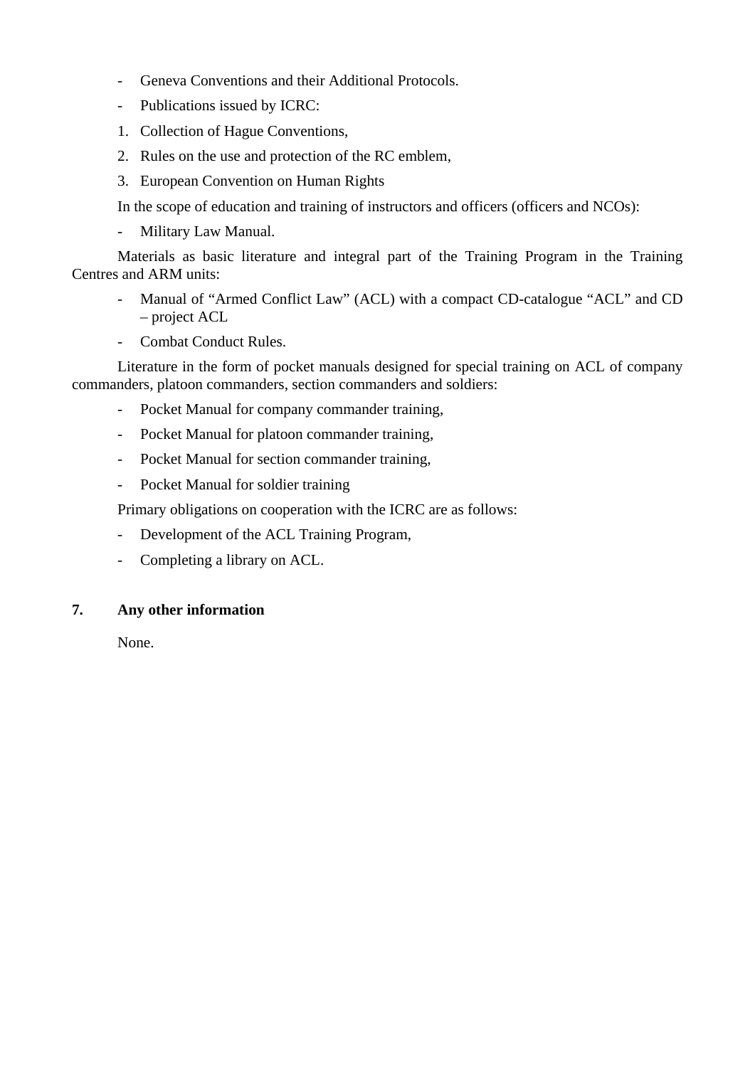- Geneva Conventions and their Additional Protocols.
- Publications issued by ICRC:

1. Collection of Hague Conventions,
2. Rules on the use and protection of the RC emblem,
3. European Convention on Human Rights

In the scope of education and training of instructors and officers (officers and NCOs):

- Military Law Manual.

Materials as basic literature and integral part of the Training Program in the Training Centres and ARM units:

- Manual of “Armed Conflict Law” (ACL) with a compact CD-catalogue “ACL” and CD – project ACL
- Combat Conduct Rules.

Literature in the form of pocket manuals designed for special training on ACL of company commanders, platoon commanders, section commanders and soldiers:

- Pocket Manual for company commander training,
- Pocket Manual for platoon commander training,
- Pocket Manual for section commander training,
- Pocket Manual for soldier training

Primary obligations on cooperation with the ICRC are as follows:

- Development of the ACL Training Program,
- Completing a library on ACL.

## 7. Any other information

None.